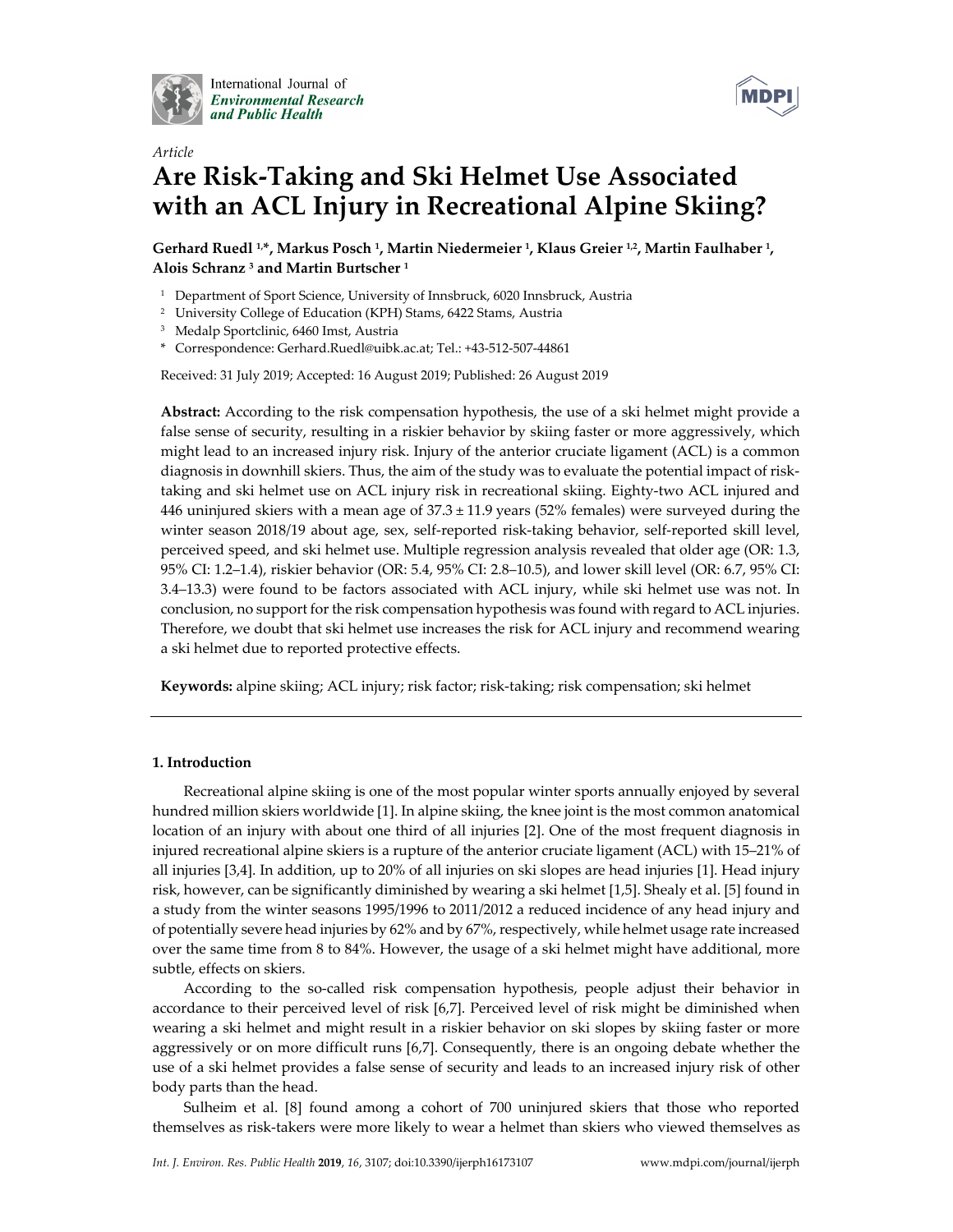International Journal of *Environmental Research and Public Health*

*Article*

# Are Risk-Taking and Ski Helmet Use Associated with an ACL Injury in Recreational Alpine Skiing?

**Gerhard Ruedl [1,*], Markus Posch [1], Martin Niedermeier [1], Klaus Greier [1,2], Martin Faulhaber [1], Alois Schranz [3] and Martin Burtscher [1]**

[1] Department of Sport Science, University of Innsbruck, 6020 Innsbruck, Austria
[2] University College of Education (KPH) Stams, 6422 Stams, Austria
[3] Medalp Sportclinic, 6460 Imst, Austria
* Correspondence: Gerhard.Ruedl@uibk.ac.at; Tel.: +43-512-507-44861

Received: 31 July 2019; Accepted: 16 August 2019; Published: 26 August 2019

**Abstract:** According to the risk compensation hypothesis, the use of a ski helmet might provide a false sense of security, resulting in a riskier behavior by skiing faster or more aggressively, which might lead to an increased injury risk. Injury of the anterior cruciate ligament (ACL) is a common diagnosis in downhill skiers. Thus, the aim of the study was to evaluate the potential impact of risk-taking and ski helmet use on ACL injury risk in recreational skiing. Eighty-two ACL injured and 446 uninjured skiers with a mean age of 37.3 ± 11.9 years (52% females) were surveyed during the winter season 2018/19 about age, sex, self-reported risk-taking behavior, self-reported skill level, perceived speed, and ski helmet use. Multiple regression analysis revealed that older age (OR: 1.3, 95% CI: 1.2–1.4), riskier behavior (OR: 5.4, 95% CI: 2.8–10.5), and lower skill level (OR: 6.7, 95% CI: 3.4–13.3) were found to be factors associated with ACL injury, while ski helmet use was not. In conclusion, no support for the risk compensation hypothesis was found with regard to ACL injuries. Therefore, we doubt that ski helmet use increases the risk for ACL injury and recommend wearing a ski helmet due to reported protective effects.

**Keywords:** alpine skiing; ACL injury; risk factor; risk-taking; risk compensation; ski helmet

## 1. Introduction

Recreational alpine skiing is one of the most popular winter sports annually enjoyed by several hundred million skiers worldwide [1]. In alpine skiing, the knee joint is the most common anatomical location of an injury with about one third of all injuries [2]. One of the most frequent diagnosis in injured recreational alpine skiers is a rupture of the anterior cruciate ligament (ACL) with 15–21% of all injuries [3,4]. In addition, up to 20% of all injuries on ski slopes are head injuries [1]. Head injury risk, however, can be significantly diminished by wearing a ski helmet [1,5]. Shealy et al. [5] found in a study from the winter seasons 1995/1996 to 2011/2012 a reduced incidence of any head injury and of potentially severe head injuries by 62% and by 67%, respectively, while helmet usage rate increased over the same time from 8 to 84%. However, the usage of a ski helmet might have additional, more subtle, effects on skiers.

According to the so-called risk compensation hypothesis, people adjust their behavior in accordance to their perceived level of risk [6,7]. Perceived level of risk might be diminished when wearing a ski helmet and might result in a riskier behavior on ski slopes by skiing faster or more aggressively or on more difficult runs [6,7]. Consequently, there is an ongoing debate whether the use of a ski helmet provides a false sense of security and leads to an increased injury risk of other body parts than the head.

Sulheim et al. [8] found among a cohort of 700 uninjured skiers that those who reported themselves as risk-takers were more likely to wear a helmet than skiers who viewed themselves as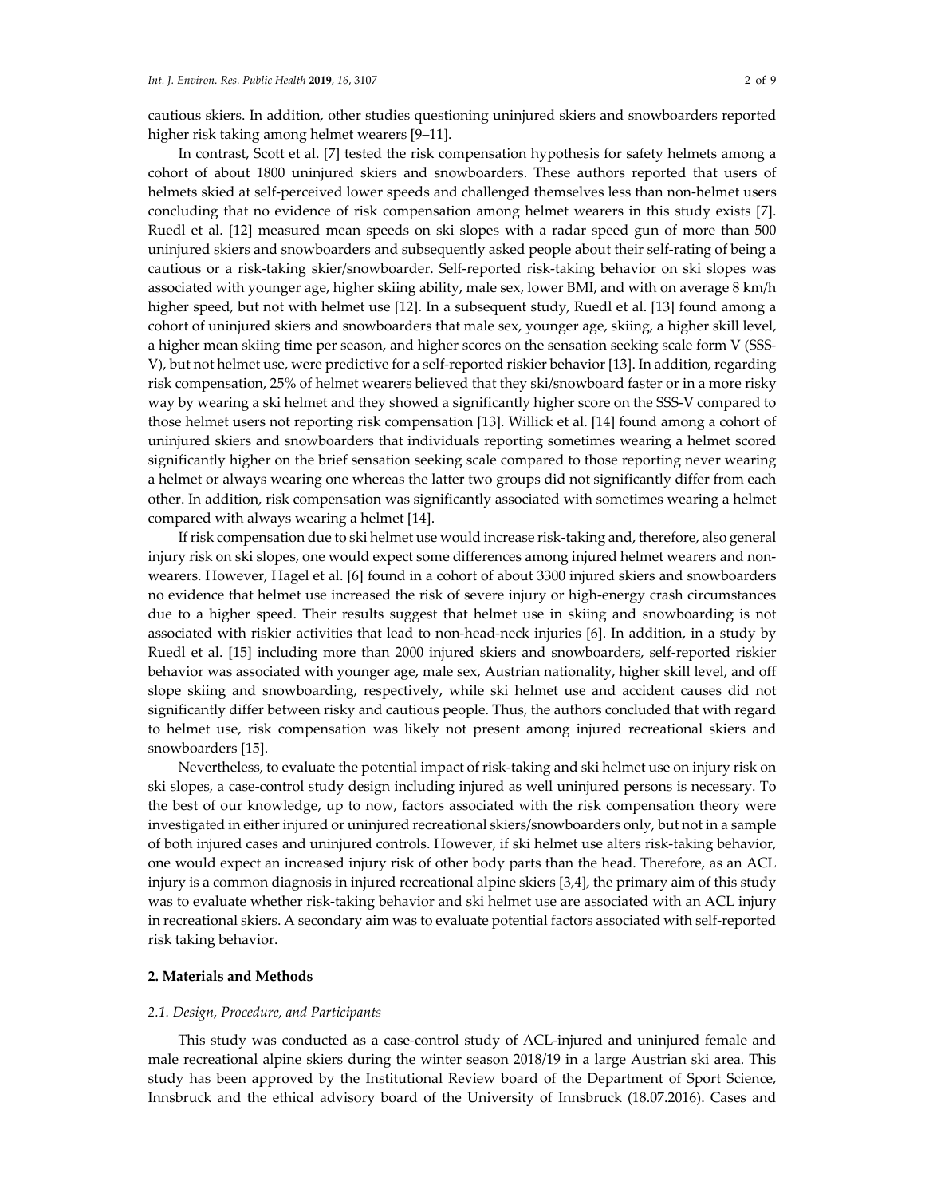cautious skiers. In addition, other studies questioning uninjured skiers and snowboarders reported higher risk taking among helmet wearers [9–11].

In contrast, Scott et al. [7] tested the risk compensation hypothesis for safety helmets among a cohort of about 1800 uninjured skiers and snowboarders. These authors reported that users of helmets skied at self-perceived lower speeds and challenged themselves less than non-helmet users concluding that no evidence of risk compensation among helmet wearers in this study exists [7]. Ruedl et al. [12] measured mean speeds on ski slopes with a radar speed gun of more than 500 uninjured skiers and snowboarders and subsequently asked people about their self-rating of being a cautious or a risk-taking skier/snowboarder. Self-reported risk-taking behavior on ski slopes was associated with younger age, higher skiing ability, male sex, lower BMI, and with on average 8 km/h higher speed, but not with helmet use [12]. In a subsequent study, Ruedl et al. [13] found among a cohort of uninjured skiers and snowboarders that male sex, younger age, skiing, a higher skill level, a higher mean skiing time per season, and higher scores on the sensation seeking scale form V (SSS-V), but not helmet use, were predictive for a self-reported riskier behavior [13]. In addition, regarding risk compensation, 25% of helmet wearers believed that they ski/snowboard faster or in a more risky way by wearing a ski helmet and they showed a significantly higher score on the SSS-V compared to those helmet users not reporting risk compensation [13]. Willick et al. [14] found among a cohort of uninjured skiers and snowboarders that individuals reporting sometimes wearing a helmet scored significantly higher on the brief sensation seeking scale compared to those reporting never wearing a helmet or always wearing one whereas the latter two groups did not significantly differ from each other. In addition, risk compensation was significantly associated with sometimes wearing a helmet compared with always wearing a helmet [14].

If risk compensation due to ski helmet use would increase risk-taking and, therefore, also general injury risk on ski slopes, one would expect some differences among injured helmet wearers and non-wearers. However, Hagel et al. [6] found in a cohort of about 3300 injured skiers and snowboarders no evidence that helmet use increased the risk of severe injury or high-energy crash circumstances due to a higher speed. Their results suggest that helmet use in skiing and snowboarding is not associated with riskier activities that lead to non-head-neck injuries [6]. In addition, in a study by Ruedl et al. [15] including more than 2000 injured skiers and snowboarders, self-reported riskier behavior was associated with younger age, male sex, Austrian nationality, higher skill level, and off slope skiing and snowboarding, respectively, while ski helmet use and accident causes did not significantly differ between risky and cautious people. Thus, the authors concluded that with regard to helmet use, risk compensation was likely not present among injured recreational skiers and snowboarders [15].

Nevertheless, to evaluate the potential impact of risk-taking and ski helmet use on injury risk on ski slopes, a case-control study design including injured as well uninjured persons is necessary. To the best of our knowledge, up to now, factors associated with the risk compensation theory were investigated in either injured or uninjured recreational skiers/snowboarders only, but not in a sample of both injured cases and uninjured controls. However, if ski helmet use alters risk-taking behavior, one would expect an increased injury risk of other body parts than the head. Therefore, as an ACL injury is a common diagnosis in injured recreational alpine skiers [3,4], the primary aim of this study was to evaluate whether risk-taking behavior and ski helmet use are associated with an ACL injury in recreational skiers. A secondary aim was to evaluate potential factors associated with self-reported risk taking behavior.

## 2. Materials and Methods

### *2.1. Design, Procedure, and Participants*

This study was conducted as a case-control study of ACL-injured and uninjured female and male recreational alpine skiers during the winter season 2018/19 in a large Austrian ski area. This study has been approved by the Institutional Review board of the Department of Sport Science, Innsbruck and the ethical advisory board of the University of Innsbruck (18.07.2016). Cases and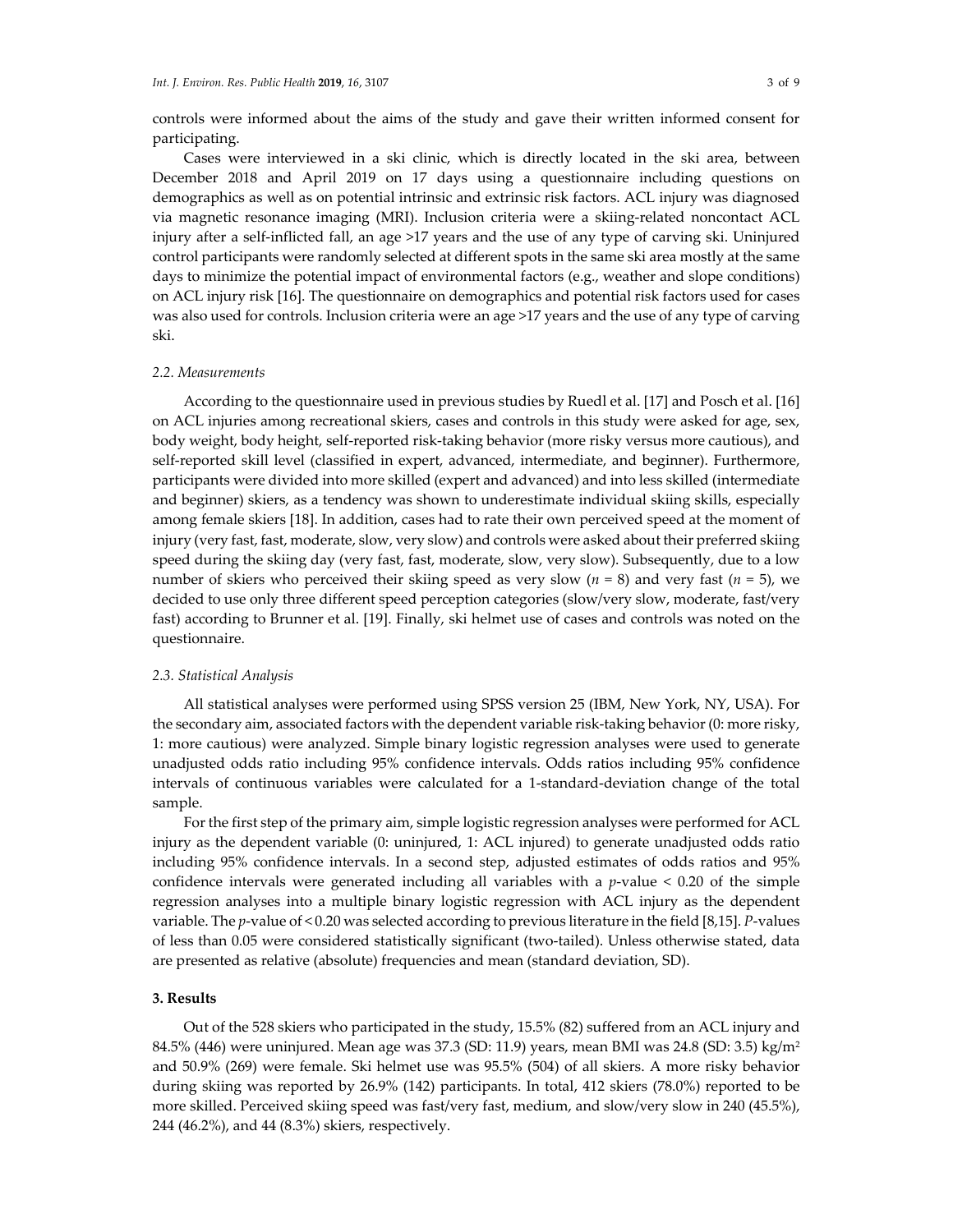controls were informed about the aims of the study and gave their written informed consent for participating.

Cases were interviewed in a ski clinic, which is directly located in the ski area, between December 2018 and April 2019 on 17 days using a questionnaire including questions on demographics as well as on potential intrinsic and extrinsic risk factors. ACL injury was diagnosed via magnetic resonance imaging (MRI). Inclusion criteria were a skiing-related noncontact ACL injury after a self-inflicted fall, an age >17 years and the use of any type of carving ski. Uninjured control participants were randomly selected at different spots in the same ski area mostly at the same days to minimize the potential impact of environmental factors (e.g., weather and slope conditions) on ACL injury risk [16]. The questionnaire on demographics and potential risk factors used for cases was also used for controls. Inclusion criteria were an age >17 years and the use of any type of carving ski.

### 2.2. Measurements

According to the questionnaire used in previous studies by Ruedl et al. [17] and Posch et al. [16] on ACL injuries among recreational skiers, cases and controls in this study were asked for age, sex, body weight, body height, self-reported risk-taking behavior (more risky versus more cautious), and self-reported skill level (classified in expert, advanced, intermediate, and beginner). Furthermore, participants were divided into more skilled (expert and advanced) and into less skilled (intermediate and beginner) skiers, as a tendency was shown to underestimate individual skiing skills, especially among female skiers [18]. In addition, cases had to rate their own perceived speed at the moment of injury (very fast, fast, moderate, slow, very slow) and controls were asked about their preferred skiing speed during the skiing day (very fast, fast, moderate, slow, very slow). Subsequently, due to a low number of skiers who perceived their skiing speed as very slow ($n$ = 8) and very fast ($n$ = 5), we decided to use only three different speed perception categories (slow/very slow, moderate, fast/very fast) according to Brunner et al. [19]. Finally, ski helmet use of cases and controls was noted on the questionnaire.

### 2.3. Statistical Analysis

All statistical analyses were performed using SPSS version 25 (IBM, New York, NY, USA). For the secondary aim, associated factors with the dependent variable risk-taking behavior (0: more risky, 1: more cautious) were analyzed. Simple binary logistic regression analyses were used to generate unadjusted odds ratio including 95% confidence intervals. Odds ratios including 95% confidence intervals of continuous variables were calculated for a 1-standard-deviation change of the total sample.

For the first step of the primary aim, simple logistic regression analyses were performed for ACL injury as the dependent variable (0: uninjured, 1: ACL injured) to generate unadjusted odds ratio including 95% confidence intervals. In a second step, adjusted estimates of odds ratios and 95% confidence intervals were generated including all variables with a $p$-value < 0.20 of the simple regression analyses into a multiple binary logistic regression with ACL injury as the dependent variable. The $p$-value of < 0.20 was selected according to previous literature in the field [8,15]. $P$-values of less than 0.05 were considered statistically significant (two-tailed). Unless otherwise stated, data are presented as relative (absolute) frequencies and mean (standard deviation, SD).

## 3. Results

Out of the 528 skiers who participated in the study, 15.5% (82) suffered from an ACL injury and 84.5% (446) were uninjured. Mean age was 37.3 (SD: 11.9) years, mean BMI was 24.8 (SD: 3.5) kg/m$^2$ and 50.9% (269) were female. Ski helmet use was 95.5% (504) of all skiers. A more risky behavior during skiing was reported by 26.9% (142) participants. In total, 412 skiers (78.0%) reported to be more skilled. Perceived skiing speed was fast/very fast, medium, and slow/very slow in 240 (45.5%), 244 (46.2%), and 44 (8.3%) skiers, respectively.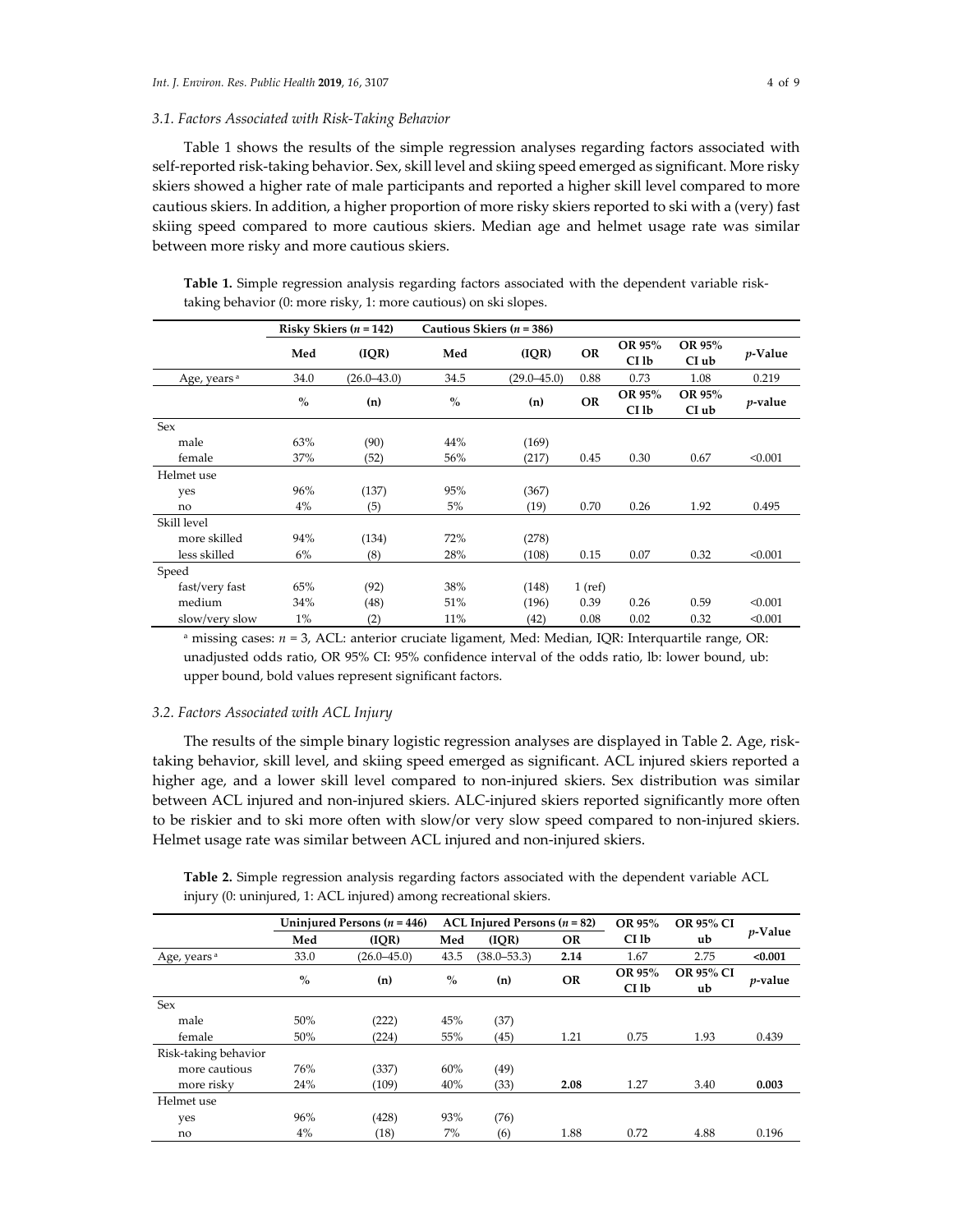### 3.1. Factors Associated with Risk-Taking Behavior

Table 1 shows the results of the simple regression analyses regarding factors associated with self-reported risk-taking behavior. Sex, skill level and skiing speed emerged as significant. More risky skiers showed a higher rate of male participants and reported a higher skill level compared to more cautious skiers. In addition, a higher proportion of more risky skiers reported to ski with a (very) fast skiing speed compared to more cautious skiers. Median age and helmet usage rate was similar between more risky and more cautious skiers.

**Table 1.** Simple regression analysis regarding factors associated with the dependent variable risk-taking behavior (0: more risky, 1: more cautious) on ski slopes.

| | Risky Skiers ($n$ = 142) | | Cautious Skiers ($n$ = 386) | | | | | |
|---|---|---|---|---|---|---|---|---|
| | Med | (IQR) | Med | (IQR) | OR | OR 95% CI lb | OR 95% CI ub | $p$-Value |
| Age, years [a] | 34.0 | (26.0–43.0) | 34.5 | (29.0–45.0) | 0.88 | 0.73 | 1.08 | 0.219 |
| | % | (n) | % | (n) | OR | OR 95% CI lb | OR 95% CI ub | $p$-value |
| Sex | | | | | | | | |
| male | 63% | (90) | 44% | (169) | | | | |
| female | 37% | (52) | 56% | (217) | 0.45 | 0.30 | 0.67 | <0.001 |
| Helmet use | | | | | | | | |
| yes | 96% | (137) | 95% | (367) | | | | |
| no | 4% | (5) | 5% | (19) | 0.70 | 0.26 | 1.92 | 0.495 |
| Skill level | | | | | | | | |
| more skilled | 94% | (134) | 72% | (278) | | | | |
| less skilled | 6% | (8) | 28% | (108) | 0.15 | 0.07 | 0.32 | <0.001 |
| Speed | | | | | | | | |
| fast/very fast | 65% | (92) | 38% | (148) | 1 (ref) | | | |
| medium | 34% | (48) | 51% | (196) | 0.39 | 0.26 | 0.59 | <0.001 |
| slow/very slow | 1% | (2) | 11% | (42) | 0.08 | 0.02 | 0.32 | <0.001 |

[a] missing cases: $n$ = 3, ACL: anterior cruciate ligament, Med: Median, IQR: Interquartile range, OR: unadjusted odds ratio, OR 95% CI: 95% confidence interval of the odds ratio, lb: lower bound, ub: upper bound, bold values represent significant factors.

### 3.2. Factors Associated with ACL Injury

The results of the simple binary logistic regression analyses are displayed in Table 2. Age, risk-taking behavior, skill level, and skiing speed emerged as significant. ACL injured skiers reported a higher age, and a lower skill level compared to non-injured skiers. Sex distribution was similar between ACL injured and non-injured skiers. ALC-injured skiers reported significantly more often to be riskier and to ski more often with slow/or very slow speed compared to non-injured skiers. Helmet usage rate was similar between ACL injured and non-injured skiers.

**Table 2.** Simple regression analysis regarding factors associated with the dependent variable ACL injury (0: uninjured, 1: ACL injured) among recreational skiers.

| | Uninjured Persons ($n$ = 446) | | ACL Injured Persons ($n$ = 82) | | | | | |
|---|---|---|---|---|---|---|---|---|
| | Med | (IQR) | Med | (IQR) | OR | OR 95% CI lb | OR 95% CI ub | $p$-Value |
| Age, years [a] | 33.0 | (26.0–45.0) | 43.5 | (38.0–53.3) | **2.14** | 1.67 | 2.75 | **<0.001** |
| | % | (n) | % | (n) | OR | OR 95% CI lb | OR 95% CI ub | $p$-value |
| Sex | | | | | | | | |
| male | 50% | (222) | 45% | (37) | | | | |
| female | 50% | (224) | 55% | (45) | 1.21 | 0.75 | 1.93 | 0.439 |
| Risk-taking behavior | | | | | | | | |
| more cautious | 76% | (337) | 60% | (49) | | | | |
| more risky | 24% | (109) | 40% | (33) | **2.08** | 1.27 | 3.40 | **0.003** |
| Helmet use | | | | | | | | |
| yes | 96% | (428) | 93% | (76) | | | | |
| no | 4% | (18) | 7% | (6) | 1.88 | 0.72 | 4.88 | 0.196 |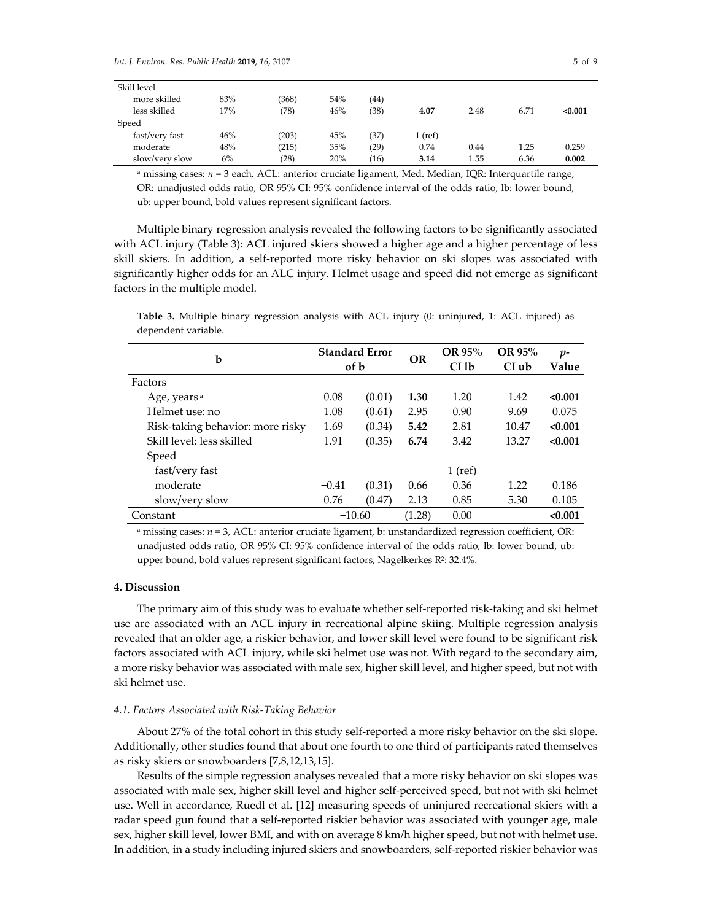| | | | | | | | | |
|---|---|---|---|---|---|---|---|---|
| Skill level | | | | | | | | |
| more skilled | 83% | (368) | 54% | (44) | | | | |
| less skilled | 17% | (78) | 46% | (38) | **4.07** | 2.48 | 6.71 | **<0.001** |
| Speed | | | | | | | | |
| fast/very fast | 46% | (203) | 45% | (37) | 1 (ref) | | | |
| moderate | 48% | (215) | 35% | (29) | 0.74 | 0.44 | 1.25 | 0.259 |
| slow/very slow | 6% | (28) | 20% | (16) | **3.14** | 1.55 | 6.36 | **0.002** |

[a] missing cases: $n$ = 3 each, ACL: anterior cruciate ligament, Med. Median, IQR: Interquartile range, OR: unadjusted odds ratio, OR 95% CI: 95% confidence interval of the odds ratio, lb: lower bound, ub: upper bound, bold values represent significant factors.

Multiple binary regression analysis revealed the following factors to be significantly associated with ACL injury (Table 3): ACL injured skiers showed a higher age and a higher percentage of less skill skiers. In addition, a self-reported more risky behavior on ski slopes was associated with significantly higher odds for an ALC injury. Helmet usage and speed did not emerge as significant factors in the multiple model.

**Table 3.** Multiple binary regression analysis with ACL injury (0: uninjured, 1: ACL injured) as dependent variable.

| | b | Standard Error of b | OR | OR 95% CI lb | OR 95% CI ub | p-Value |
|---|---|---|---|---|---|---|
| Factors | | | | | | |
| Age, years [a] | 0.08 | (0.01) | **1.30** | 1.20 | 1.42 | **<0.001** |
| Helmet use: no | 1.08 | (0.61) | 2.95 | 0.90 | 9.69 | 0.075 |
| Risk-taking behavior: more risky | 1.69 | (0.34) | **5.42** | 2.81 | 10.47 | **<0.001** |
| Skill level: less skilled | 1.91 | (0.35) | **6.74** | 3.42 | 13.27 | **<0.001** |
| Speed | | | | | | |
| fast/very fast | | | 1 (ref) | | | |
| moderate | −0.41 | (0.31) | 0.66 | 0.36 | 1.22 | 0.186 |
| slow/very slow | 0.76 | (0.47) | 2.13 | 0.85 | 5.30 | 0.105 |
| Constant | −10.60 | (1.28) | 0.00 | | | **<0.001** |

[a] missing cases: $n$ = 3, ACL: anterior cruciate ligament, b: unstandardized regression coefficient, OR: unadjusted odds ratio, OR 95% CI: 95% confidence interval of the odds ratio, lb: lower bound, ub: upper bound, bold values represent significant factors, Nagelkerkes $R^2$: 32.4%.

## 4. Discussion

The primary aim of this study was to evaluate whether self-reported risk-taking and ski helmet use are associated with an ACL injury in recreational alpine skiing. Multiple regression analysis revealed that an older age, a riskier behavior, and lower skill level were found to be significant risk factors associated with ACL injury, while ski helmet use was not. With regard to the secondary aim, a more risky behavior was associated with male sex, higher skill level, and higher speed, but not with ski helmet use.

### *4.1. Factors Associated with Risk-Taking Behavior*

About 27% of the total cohort in this study self-reported a more risky behavior on the ski slope. Additionally, other studies found that about one fourth to one third of participants rated themselves as risky skiers or snowboarders [7,8,12,13,15].

Results of the simple regression analyses revealed that a more risky behavior on ski slopes was associated with male sex, higher skill level and higher self-perceived speed, but not with ski helmet use. Well in accordance, Ruedl et al. [12] measuring speeds of uninjured recreational skiers with a radar speed gun found that a self-reported riskier behavior was associated with younger age, male sex, higher skill level, lower BMI, and with on average 8 km/h higher speed, but not with helmet use. In addition, in a study including injured skiers and snowboarders, self-reported riskier behavior was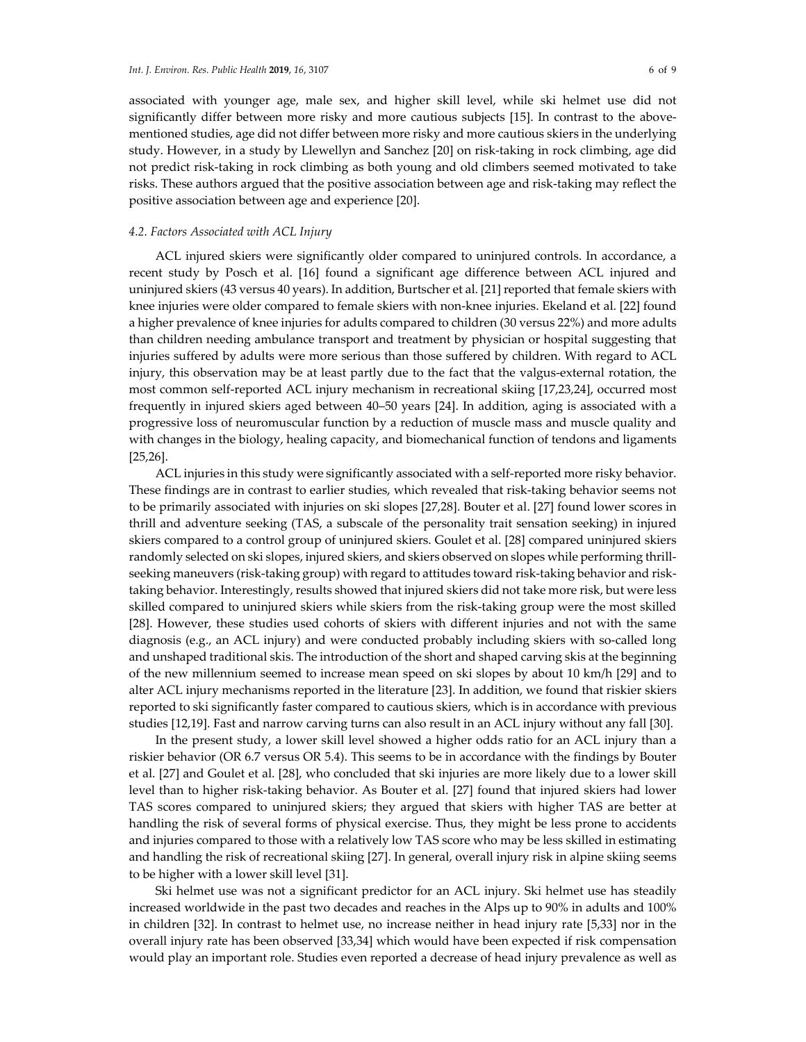associated with younger age, male sex, and higher skill level, while ski helmet use did not significantly differ between more risky and more cautious subjects [15]. In contrast to the above-mentioned studies, age did not differ between more risky and more cautious skiers in the underlying study. However, in a study by Llewellyn and Sanchez [20] on risk-taking in rock climbing, age did not predict risk-taking in rock climbing as both young and old climbers seemed motivated to take risks. These authors argued that the positive association between age and risk-taking may reflect the positive association between age and experience [20].

### *4.2. Factors Associated with ACL Injury*

ACL injured skiers were significantly older compared to uninjured controls. In accordance, a recent study by Posch et al. [16] found a significant age difference between ACL injured and uninjured skiers (43 versus 40 years). In addition, Burtscher et al. [21] reported that female skiers with knee injuries were older compared to female skiers with non-knee injuries. Ekeland et al. [22] found a higher prevalence of knee injuries for adults compared to children (30 versus 22%) and more adults than children needing ambulance transport and treatment by physician or hospital suggesting that injuries suffered by adults were more serious than those suffered by children. With regard to ACL injury, this observation may be at least partly due to the fact that the valgus-external rotation, the most common self-reported ACL injury mechanism in recreational skiing [17,23,24], occurred most frequently in injured skiers aged between 40–50 years [24]. In addition, aging is associated with a progressive loss of neuromuscular function by a reduction of muscle mass and muscle quality and with changes in the biology, healing capacity, and biomechanical function of tendons and ligaments [25,26].

ACL injuries in this study were significantly associated with a self-reported more risky behavior. These findings are in contrast to earlier studies, which revealed that risk-taking behavior seems not to be primarily associated with injuries on ski slopes [27,28]. Bouter et al. [27] found lower scores in thrill and adventure seeking (TAS, a subscale of the personality trait sensation seeking) in injured skiers compared to a control group of uninjured skiers. Goulet et al. [28] compared uninjured skiers randomly selected on ski slopes, injured skiers, and skiers observed on slopes while performing thrill-seeking maneuvers (risk-taking group) with regard to attitudes toward risk-taking behavior and risk-taking behavior. Interestingly, results showed that injured skiers did not take more risk, but were less skilled compared to uninjured skiers while skiers from the risk-taking group were the most skilled [28]. However, these studies used cohorts of skiers with different injuries and not with the same diagnosis (e.g., an ACL injury) and were conducted probably including skiers with so-called long and unshaped traditional skis. The introduction of the short and shaped carving skis at the beginning of the new millennium seemed to increase mean speed on ski slopes by about 10 km/h [29] and to alter ACL injury mechanisms reported in the literature [23]. In addition, we found that riskier skiers reported to ski significantly faster compared to cautious skiers, which is in accordance with previous studies [12,19]. Fast and narrow carving turns can also result in an ACL injury without any fall [30].

In the present study, a lower skill level showed a higher odds ratio for an ACL injury than a riskier behavior (OR 6.7 versus OR 5.4). This seems to be in accordance with the findings by Bouter et al. [27] and Goulet et al. [28], who concluded that ski injuries are more likely due to a lower skill level than to higher risk-taking behavior. As Bouter et al. [27] found that injured skiers had lower TAS scores compared to uninjured skiers; they argued that skiers with higher TAS are better at handling the risk of several forms of physical exercise. Thus, they might be less prone to accidents and injuries compared to those with a relatively low TAS score who may be less skilled in estimating and handling the risk of recreational skiing [27]. In general, overall injury risk in alpine skiing seems to be higher with a lower skill level [31].

Ski helmet use was not a significant predictor for an ACL injury. Ski helmet use has steadily increased worldwide in the past two decades and reaches in the Alps up to 90% in adults and 100% in children [32]. In contrast to helmet use, no increase neither in head injury rate [5,33] nor in the overall injury rate has been observed [33,34] which would have been expected if risk compensation would play an important role. Studies even reported a decrease of head injury prevalence as well as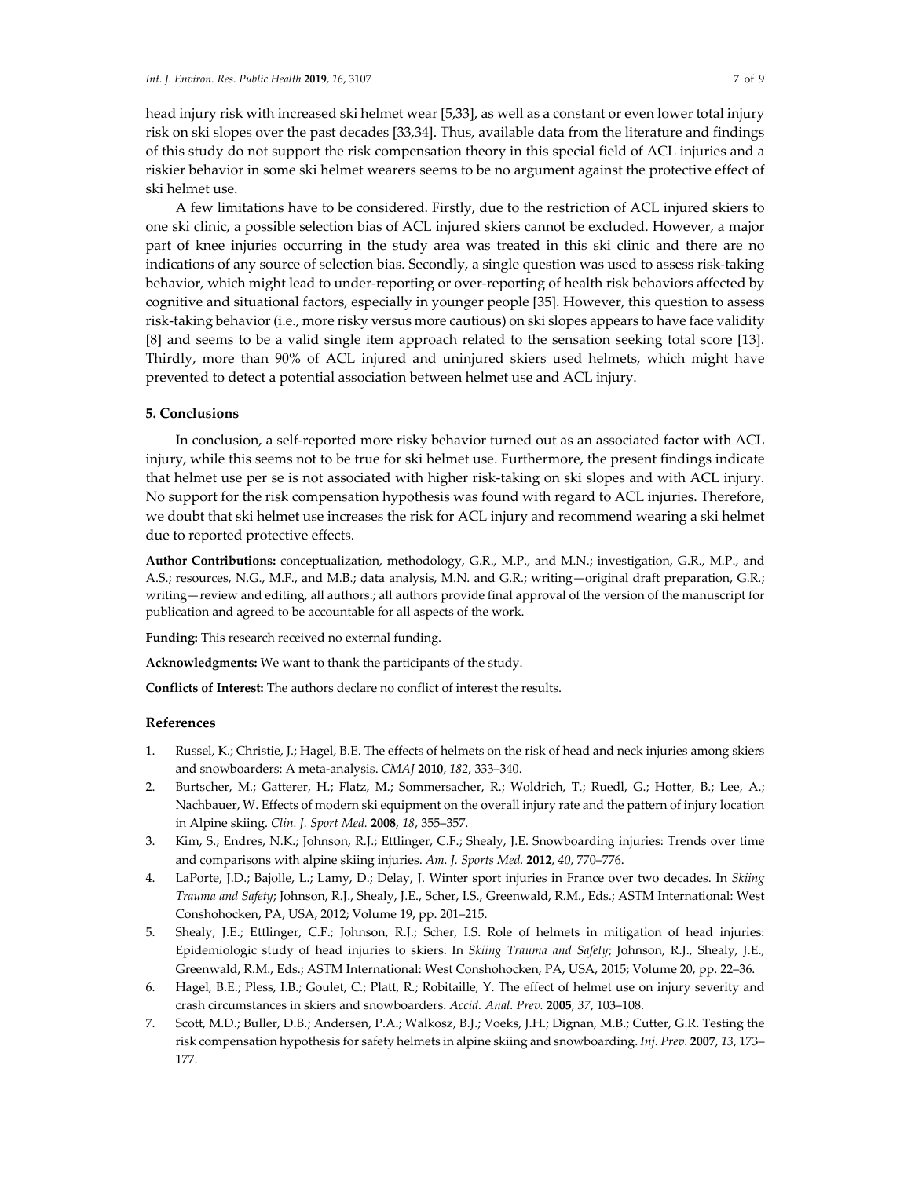head injury risk with increased ski helmet wear [5,33], as well as a constant or even lower total injury risk on ski slopes over the past decades [33,34]. Thus, available data from the literature and findings of this study do not support the risk compensation theory in this special field of ACL injuries and a riskier behavior in some ski helmet wearers seems to be no argument against the protective effect of ski helmet use.

A few limitations have to be considered. Firstly, due to the restriction of ACL injured skiers to one ski clinic, a possible selection bias of ACL injured skiers cannot be excluded. However, a major part of knee injuries occurring in the study area was treated in this ski clinic and there are no indications of any source of selection bias. Secondly, a single question was used to assess risk-taking behavior, which might lead to under-reporting or over-reporting of health risk behaviors affected by cognitive and situational factors, especially in younger people [35]. However, this question to assess risk-taking behavior (i.e., more risky versus more cautious) on ski slopes appears to have face validity [8] and seems to be a valid single item approach related to the sensation seeking total score [13]. Thirdly, more than 90% of ACL injured and uninjured skiers used helmets, which might have prevented to detect a potential association between helmet use and ACL injury.

## 5. Conclusions

In conclusion, a self-reported more risky behavior turned out as an associated factor with ACL injury, while this seems not to be true for ski helmet use. Furthermore, the present findings indicate that helmet use per se is not associated with higher risk-taking on ski slopes and with ACL injury. No support for the risk compensation hypothesis was found with regard to ACL injuries. Therefore, we doubt that ski helmet use increases the risk for ACL injury and recommend wearing a ski helmet due to reported protective effects.

**Author Contributions:** conceptualization, methodology, G.R., M.P., and M.N.; investigation, G.R., M.P., and A.S.; resources, N.G., M.F., and M.B.; data analysis, M.N. and G.R.; writing—original draft preparation, G.R.; writing—review and editing, all authors.; all authors provide final approval of the version of the manuscript for publication and agreed to be accountable for all aspects of the work.

**Funding:** This research received no external funding.

**Acknowledgments:** We want to thank the participants of the study.

**Conflicts of Interest:** The authors declare no conflict of interest the results.

## References

1. Russel, K.; Christie, J.; Hagel, B.E. The effects of helmets on the risk of head and neck injuries among skiers and snowboarders: A meta-analysis. *CMAJ* **2010**, *182*, 333–340.
2. Burtscher, M.; Gatterer, H.; Flatz, M.; Sommersacher, R.; Woldrich, T.; Ruedl, G.; Hotter, B.; Lee, A.; Nachbauer, W. Effects of modern ski equipment on the overall injury rate and the pattern of injury location in Alpine skiing. *Clin. J. Sport Med.* **2008**, *18*, 355–357.
3. Kim, S.; Endres, N.K.; Johnson, R.J.; Ettlinger, C.F.; Shealy, J.E. Snowboarding injuries: Trends over time and comparisons with alpine skiing injuries. *Am. J. Sports Med.* **2012**, *40*, 770–776.
4. LaPorte, J.D.; Bajolle, L.; Lamy, D.; Delay, J. Winter sport injuries in France over two decades. In *Skiing Trauma and Safety*; Johnson, R.J., Shealy, J.E., Scher, I.S., Greenwald, R.M., Eds.; ASTM International: West Conshohocken, PA, USA, 2012; Volume 19, pp. 201–215.
5. Shealy, J.E.; Ettlinger, C.F.; Johnson, R.J.; Scher, I.S. Role of helmets in mitigation of head injuries: Epidemiologic study of head injuries to skiers. In *Skiing Trauma and Safety*; Johnson, R.J., Shealy, J.E., Greenwald, R.M., Eds.; ASTM International: West Conshohocken, PA, USA, 2015; Volume 20, pp. 22–36.
6. Hagel, B.E.; Pless, I.B.; Goulet, C.; Platt, R.; Robitaille, Y. The effect of helmet use on injury severity and crash circumstances in skiers and snowboarders. *Accid. Anal. Prev.* **2005**, *37*, 103–108.
7. Scott, M.D.; Buller, D.B.; Andersen, P.A.; Walkosz, B.J.; Voeks, J.H.; Dignan, M.B.; Cutter, G.R. Testing the risk compensation hypothesis for safety helmets in alpine skiing and snowboarding. *Inj. Prev.* **2007**, *13*, 173–177.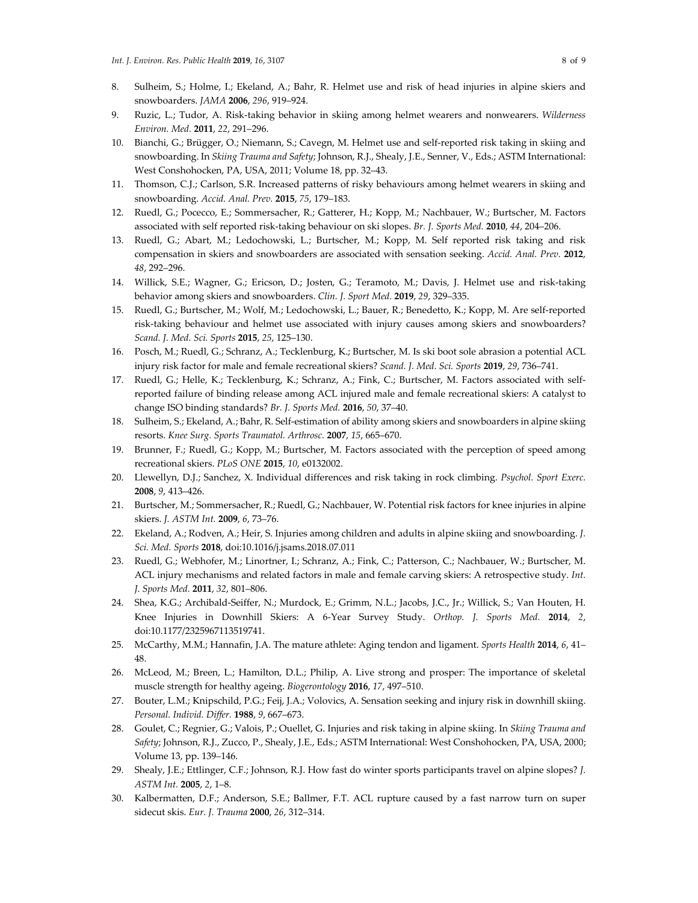8. Sulheim, S.; Holme, I.; Ekeland, A.; Bahr, R. Helmet use and risk of head injuries in alpine skiers and snowboarders. *JAMA* **2006**, *296*, 919–924.
9. Ruzic, L.; Tudor, A. Risk-taking behavior in skiing among helmet wearers and nonwearers. *Wilderness Environ. Med.* **2011**, *22*, 291–296.
10. Bianchi, G.; Brügger, O.; Niemann, S.; Cavegn, M. Helmet use and self-reported risk taking in skiing and snowboarding. In *Skiing Trauma and Safety*; Johnson, R.J., Shealy, J.E., Senner, V., Eds.; ASTM International: West Conshohocken, PA, USA, 2011; Volume 18, pp. 32–43.
11. Thomson, C.J.; Carlson, S.R. Increased patterns of risky behaviours among helmet wearers in skiing and snowboarding. *Accid. Anal. Prev.* **2015**, *75*, 179–183.
12. Ruedl, G.; Pocecco, E.; Sommersacher, R.; Gatterer, H.; Kopp, M.; Nachbauer, W.; Burtscher, M. Factors associated with self reported risk-taking behaviour on ski slopes. *Br. J. Sports Med.* **2010**, *44*, 204–206.
13. Ruedl, G.; Abart, M.; Ledochowski, L.; Burtscher, M.; Kopp, M. Self reported risk taking and risk compensation in skiers and snowboarders are associated with sensation seeking. *Accid. Anal. Prev.* **2012**, *48*, 292–296.
14. Willick, S.E.; Wagner, G.; Ericson, D.; Josten, G.; Teramoto, M.; Davis, J. Helmet use and risk-taking behavior among skiers and snowboarders. *Clin. J. Sport Med.* **2019**, *29*, 329–335.
15. Ruedl, G.; Burtscher, M.; Wolf, M.; Ledochowski, L.; Bauer, R.; Benedetto, K.; Kopp, M. Are self-reported risk-taking behaviour and helmet use associated with injury causes among skiers and snowboarders? *Scand. J. Med. Sci. Sports* **2015**, *25*, 125–130.
16. Posch, M.; Ruedl, G.; Schranz, A.; Tecklenburg, K.; Burtscher, M. Is ski boot sole abrasion a potential ACL injury risk factor for male and female recreational skiers? *Scand. J. Med. Sci. Sports* **2019**, *29*, 736–741.
17. Ruedl, G.; Helle, K.; Tecklenburg, K.; Schranz, A.; Fink, C.; Burtscher, M. Factors associated with self-reported failure of binding release among ACL injured male and female recreational skiers: A catalyst to change ISO binding standards? *Br. J. Sports Med.* **2016**, *50*, 37–40.
18. Sulheim, S.; Ekeland, A.; Bahr, R. Self-estimation of ability among skiers and snowboarders in alpine skiing resorts. *Knee Surg. Sports Traumatol. Arthrosc.* **2007**, *15*, 665–670.
19. Brunner, F.; Ruedl, G.; Kopp, M.; Burtscher, M. Factors associated with the perception of speed among recreational skiers. *PLoS ONE* **2015**, *10*, e0132002.
20. Llewellyn, D.J.; Sanchez, X. Individual differences and risk taking in rock climbing. *Psychol. Sport Exerc.* **2008**, *9*, 413–426.
21. Burtscher, M.; Sommersacher, R.; Ruedl, G.; Nachbauer, W. Potential risk factors for knee injuries in alpine skiers. *J. ASTM Int.* **2009**, *6*, 73–76.
22. Ekeland, A.; Rodven, A.; Heir, S. Injuries among children and adults in alpine skiing and snowboarding. *J. Sci. Med. Sports* **2018**, doi:10.1016/j.jsams.2018.07.011
23. Ruedl, G.; Webhofer, M.; Linortner, I.; Schranz, A.; Fink, C.; Patterson, C.; Nachbauer, W.; Burtscher, M. ACL injury mechanisms and related factors in male and female carving skiers: A retrospective study. *Int. J. Sports Med.* **2011**, *32*, 801–806.
24. Shea, K.G.; Archibald-Seiffer, N.; Murdock, E.; Grimm, N.L.; Jacobs, J.C., Jr.; Willick, S.; Van Houten, H. Knee Injuries in Downhill Skiers: A 6-Year Survey Study. *Orthop. J. Sports Med.* **2014**, *2*, doi:10.1177/2325967113519741.
25. McCarthy, M.M.; Hannafin, J.A. The mature athlete: Aging tendon and ligament. *Sports Health* **2014**, *6*, 41–48.
26. McLeod, M.; Breen, L.; Hamilton, D.L.; Philip, A. Live strong and prosper: The importance of skeletal muscle strength for healthy ageing. *Biogerontology* **2016**, *17*, 497–510.
27. Bouter, L.M.; Knipschild, P.G.; Feij, J.A.; Volovics, A. Sensation seeking and injury risk in downhill skiing. *Personal. Individ. Differ.* **1988**, *9*, 667–673.
28. Goulet, C.; Regnier, G.; Valois, P.; Ouellet, G. Injuries and risk taking in alpine skiing. In *Skiing Trauma and Safety*; Johnson, R.J., Zucco, P., Shealy, J.E., Eds.; ASTM International: West Conshohocken, PA, USA, 2000; Volume 13, pp. 139–146.
29. Shealy, J.E.; Ettlinger, C.F.; Johnson, R.J. How fast do winter sports participants travel on alpine slopes? *J. ASTM Int.* **2005**, *2*, 1–8.
30. Kalbermatten, D.F.; Anderson, S.E.; Ballmer, F.T. ACL rupture caused by a fast narrow turn on super sidecut skis. *Eur. J. Trauma* **2000**, *26*, 312–314.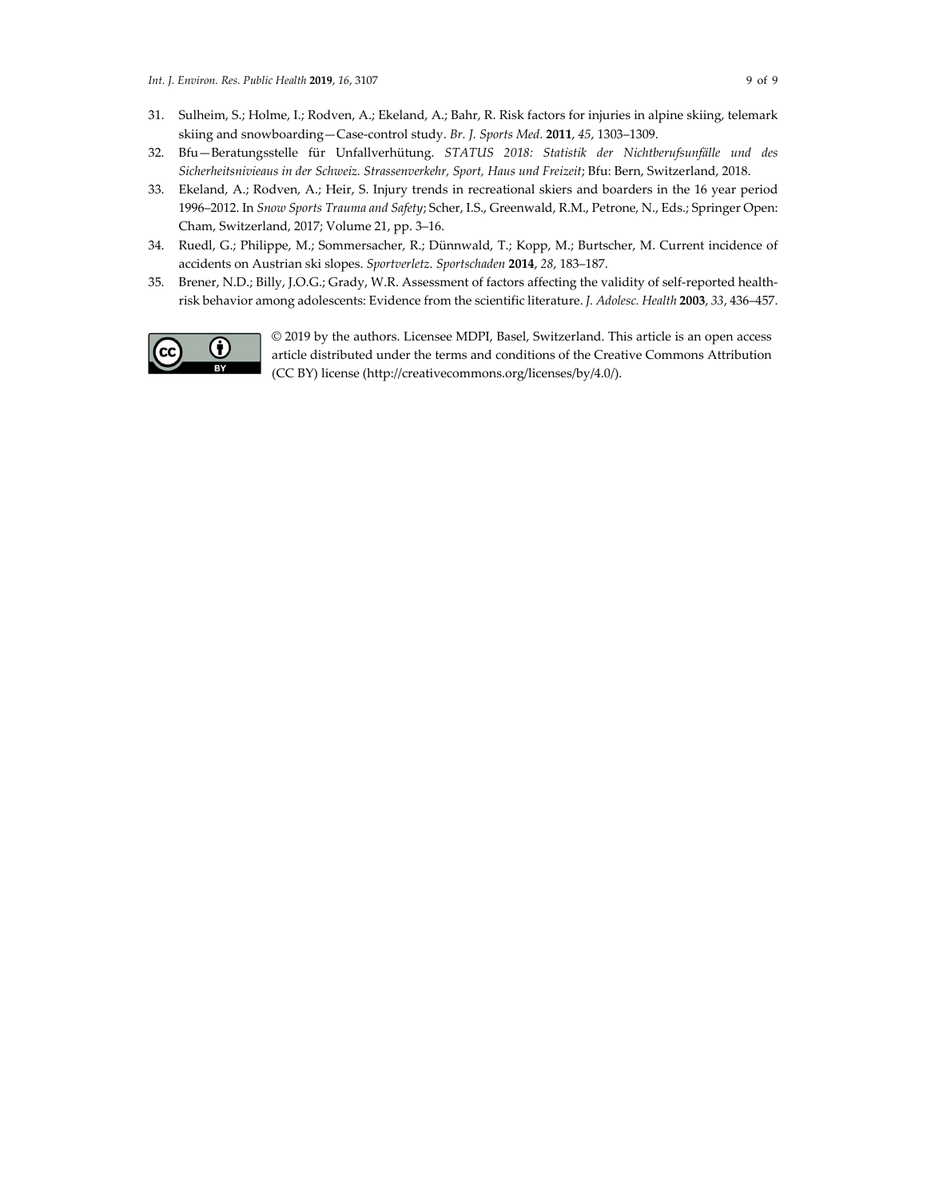31. Sulheim, S.; Holme, I.; Rodven, A.; Ekeland, A.; Bahr, R. Risk factors for injuries in alpine skiing, telemark skiing and snowboarding—Case-control study. *Br. J. Sports Med.* **2011**, *45*, 1303–1309.
32. Bfu—Beratungsstelle für Unfallverhütung. *STATUS 2018: Statistik der Nichtberufsunfälle und des Sicherheitsnivieaus in der Schweiz. Strassenverkehr, Sport, Haus und Freizeit*; Bfu: Bern, Switzerland, 2018.
33. Ekeland, A.; Rodven, A.; Heir, S. Injury trends in recreational skiers and boarders in the 16 year period 1996–2012. In *Snow Sports Trauma and Safety*; Scher, I.S., Greenwald, R.M., Petrone, N., Eds.; Springer Open: Cham, Switzerland, 2017; Volume 21, pp. 3–16.
34. Ruedl, G.; Philippe, M.; Sommersacher, R.; Dünnwald, T.; Kopp, M.; Burtscher, M. Current incidence of accidents on Austrian ski slopes. *Sportverletz. Sportschaden* **2014**, *28*, 183–187.
35. Brener, N.D.; Billy, J.O.G.; Grady, W.R. Assessment of factors affecting the validity of self-reported health-risk behavior among adolescents: Evidence from the scientific literature. *J. Adolesc. Health* **2003**, *33*, 436–457.

© 2019 by the authors. Licensee MDPI, Basel, Switzerland. This article is an open access article distributed under the terms and conditions of the Creative Commons Attribution (CC BY) license (http://creativecommons.org/licenses/by/4.0/).